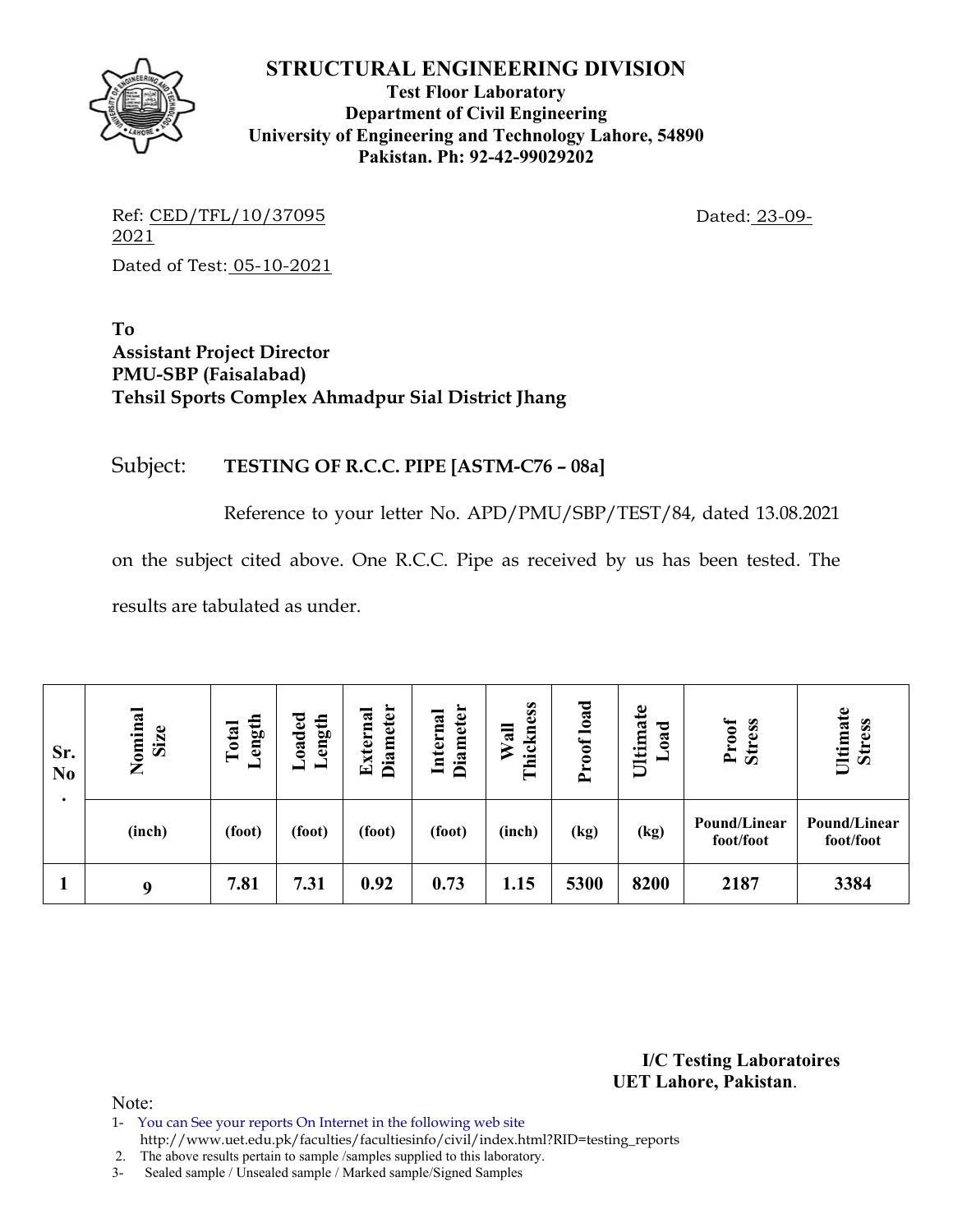# STRUCTURAL ENGINEERING DIVISION

**Test Floor Laboratory**
**Department of Civil Engineering**
**University of Engineering and Technology Lahore, 54890**
**Pakistan. Ph: 92-42-99029202**

Ref: CED/TFL/10/37095 Dated: 23-09-2021

Dated of Test: 05-10-2021

**To**
**Assistant Project Director**
**PMU-SBP (Faisalabad)**
**Tehsil Sports Complex Ahmadpur Sial District Jhang**

Subject: **TESTING OF R.C.C. PIPE [ASTM-C76 – 08a]**

Reference to your letter No. APD/PMU/SBP/TEST/84, dated 13.08.2021 on the subject cited above. One R.C.C. Pipe as received by us has been tested. The results are tabulated as under.

| Sr. No. | Nominal Size | Total Length | Loaded Length | External Diameter | Internal Diameter | Wall Thickness | Proof load | Ultimate Load | Proof Stress | Ultimate Stress |
|---|---|---|---|---|---|---|---|---|---|---|
| | (inch) | (foot) | (foot) | (foot) | (foot) | (inch) | (kg) | (kg) | Pound/Linear foot/foot | Pound/Linear foot/foot |
| 1 | 9 | 7.81 | 7.31 | 0.92 | 0.73 | 1.15 | 5300 | 8200 | 2187 | 3384 |

**I/C Testing Laboratoires**
**UET Lahore, Pakistan**.

Note:
1- You can See your reports On Internet in the following web site http://www.uet.edu.pk/faculties/facultiesinfo/civil/index.html?RID=testing_reports
2. The above results pertain to sample /samples supplied to this laboratory.
3- Sealed sample / Unsealed sample / Marked sample/Signed Samples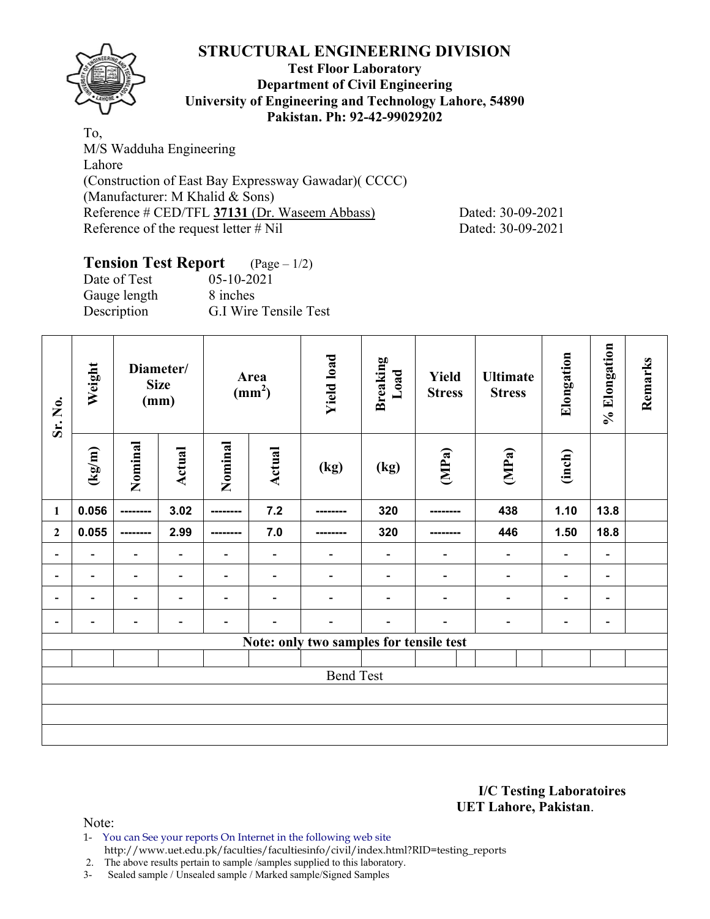# STRUCTURAL ENGINEERING DIVISION

**Test Floor Laboratory**
**Department of Civil Engineering**
**University of Engineering and Technology Lahore, 54890**
**Pakistan. Ph: 92-42-99029202**

To,
M/S Wadduha Engineering
Lahore
(Construction of East Bay Expressway Gawadar)( CCCC)
(Manufacturer: M Khalid & Sons)
Reference # CED/TFL **37131** (Dr. Waseem Abbass) Dated: 30-09-2021
Reference of the request letter # Nil Dated: 30-09-2021

## Tension Test Report (Page – 1/2)

Date of Test 05-10-2021
Gauge length 8 inches
Description G.I Wire Tensile Test

| Sr. No. | Weight | Diameter/ Size (mm) | | Area ($mm^2$) | | Yield load | Breaking Load | Yield Stress | Ultimate Stress | Elongation | % Elongation | Remarks |
|---|---|---|---|---|---|---|---|---|---|---|---|---|
| | (kg/m) | Nominal | Actual | Nominal | Actual | (kg) | (kg) | (MPa) | (MPa) | (inch) | | |
| 1 | 0.056 | -------- | 3.02 | -------- | 7.2 | -------- | 320 | -------- | 438 | 1.10 | 13.8 | |
| 2 | 0.055 | -------- | 2.99 | -------- | 7.0 | -------- | 320 | -------- | 446 | 1.50 | 18.8 | |
| - | - | - | - | - | - | - | - | - | - | - | - | |
| - | - | - | - | - | - | - | - | - | - | - | - | |
| - | - | - | - | - | - | - | - | - | - | - | - | |
| - | - | - | - | - | - | - | - | - | - | - | - | |
| **Note: only two samples for tensile test** | | | | | | | | | | | | |
| Bend Test | | | | | | | | | | | | |

**I/C Testing Laboratoires**
**UET Lahore, Pakistan**.

Note:
1- You can See your reports On Internet in the following web site
http://www.uet.edu.pk/faculties/facultiesinfo/civil/index.html?RID=testing_reports
2. The above results pertain to sample /samples supplied to this laboratory.
3- Sealed sample / Unsealed sample / Marked sample/Signed Samples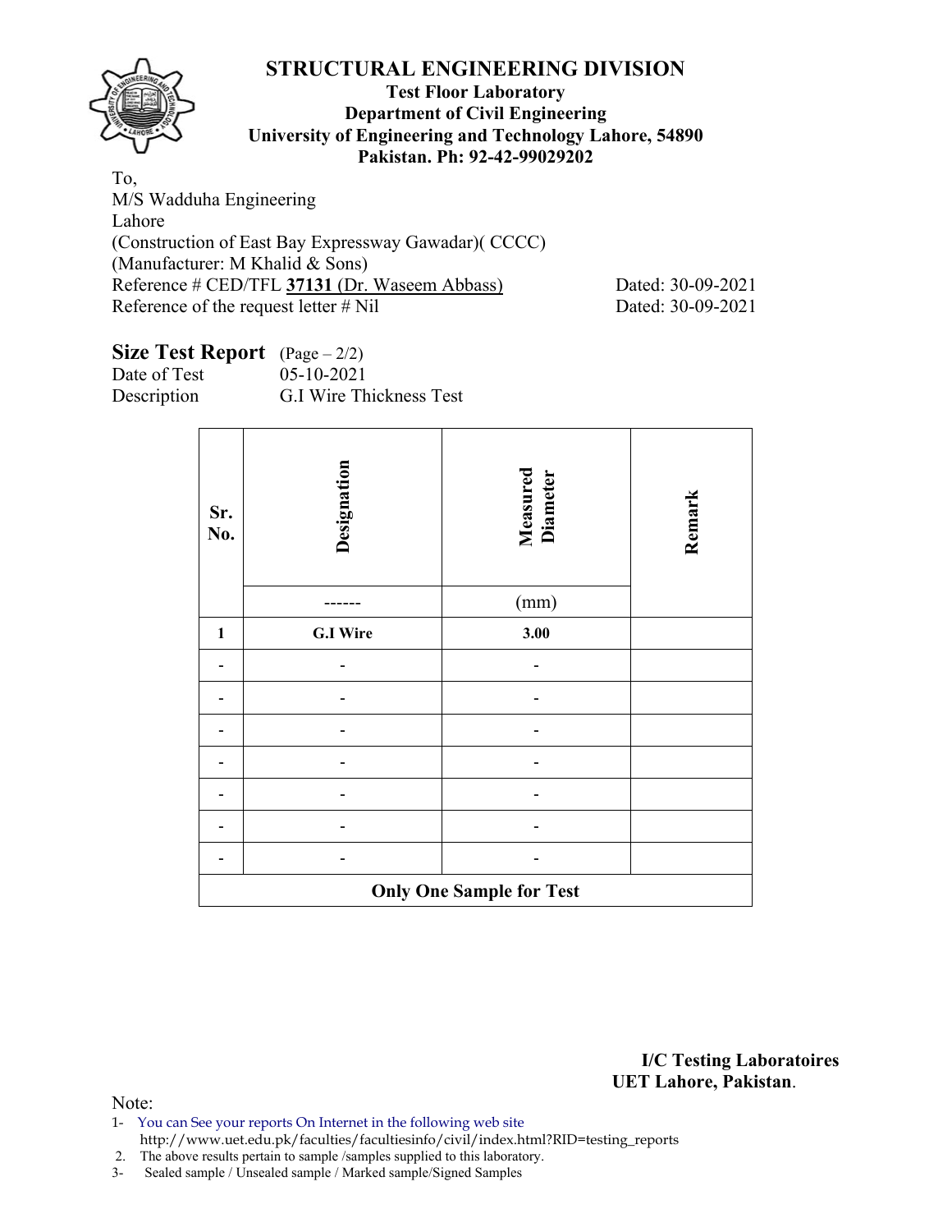# STRUCTURAL ENGINEERING DIVISION

**Test Floor Laboratory**
**Department of Civil Engineering**
**University of Engineering and Technology Lahore, 54890**
**Pakistan. Ph: 92-42-99029202**

To,
M/S Wadduha Engineering
Lahore
(Construction of East Bay Expressway Gawadar)( CCCC)
(Manufacturer: M Khalid & Sons)
Reference # CED/TFL **37131** (Dr. Waseem Abbass) Dated: 30-09-2021
Reference of the request letter # Nil Dated: 30-09-2021

## Size Test Report (Page – 2/2)

Date of Test 05-10-2021
Description G.I Wire Thickness Test

| Sr. No. | Designation | Measured Diameter | Remark |
|---|---|---|---|
| | ------ | (mm) | |
| **1** | **G.I Wire** | **3.00** | |
| - | - | - | |
| - | - | - | |
| - | - | - | |
| - | - | - | |
| - | - | - | |
| - | - | - | |
| - | - | - | |
| **Only One Sample for Test** | | | |

**I/C Testing Laboratoires**
**UET Lahore, Pakistan**.

Note:
1- You can See your reports On Internet in the following web site
http://www.uet.edu.pk/faculties/facultiesinfo/civil/index.html?RID=testing_reports
2. The above results pertain to sample /samples supplied to this laboratory.
3- Sealed sample / Unsealed sample / Marked sample/Signed Samples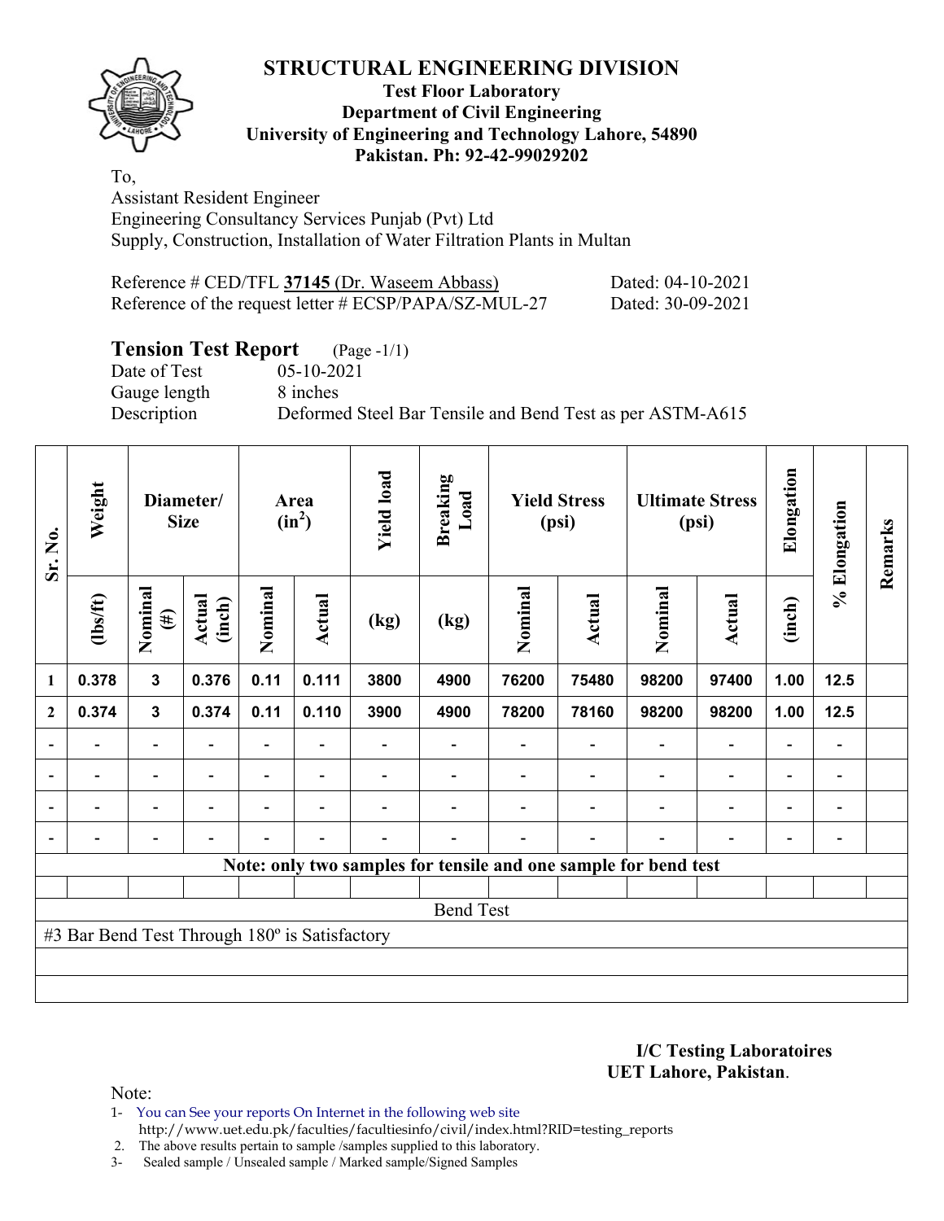# STRUCTURAL ENGINEERING DIVISION

**Test Floor Laboratory**
**Department of Civil Engineering**
**University of Engineering and Technology Lahore, 54890**
**Pakistan. Ph: 92-42-99029202**

To,
Assistant Resident Engineer
Engineering Consultancy Services Punjab (Pvt) Ltd
Supply, Construction, Installation of Water Filtration Plants in Multan

Reference # CED/TFL **37145** (Dr. Waseem Abbass) Dated: 04-10-2021
Reference of the request letter # ECSP/PAPA/SZ-MUL-27 Dated: 30-09-2021

## Tension Test Report (Page -1/1)

Date of Test 05-10-2021
Gauge length 8 inches
Description Deformed Steel Bar Tensile and Bend Test as per ASTM-A615

| Sr. No. | Weight | Diameter/ Size | | Area ($in^2$) | | Yield load | Breaking Load | Yield Stress (psi) | | Ultimate Stress (psi) | | Elongation | % Elongation | Remarks |
|---|---|---|---|---|---|---|---|---|---|---|---|---|---|---|
| | (lbs/ft) | Nominal (#) | Actual (inch) | Nominal | Actual | (kg) | (kg) | Nominal | Actual | Nominal | Actual | (inch) | | |
| 1 | 0.378 | 3 | 0.376 | 0.11 | 0.111 | 3800 | 4900 | 76200 | 75480 | 98200 | 97400 | 1.00 | 12.5 | |
| 2 | 0.374 | 3 | 0.374 | 0.11 | 0.110 | 3900 | 4900 | 78200 | 78160 | 98200 | 98200 | 1.00 | 12.5 | |
| - | - | - | - | - | - | - | - | - | - | - | - | - | - | |
| - | - | - | - | - | - | - | - | - | - | - | - | - | - | |
| - | - | - | - | - | - | - | - | - | - | - | - | - | - | |
| - | - | - | - | - | - | - | - | - | - | - | - | - | - | |
| Note: only two samples for tensile and one sample for bend test | | | | | | | | | | | | | | |
| Bend Test | | | | | | | | | | | | | | |
| #3 Bar Bend Test Through 180º is Satisfactory | | | | | | | | | | | | | | |

**I/C Testing Laboratoires**
**UET Lahore, Pakistan**.

Note:
1- You can See your reports On Internet in the following web site
http://www.uet.edu.pk/faculties/facultiesinfo/civil/index.html?RID=testing_reports
2. The above results pertain to sample /samples supplied to this laboratory.
3- Sealed sample / Unsealed sample / Marked sample/Signed Samples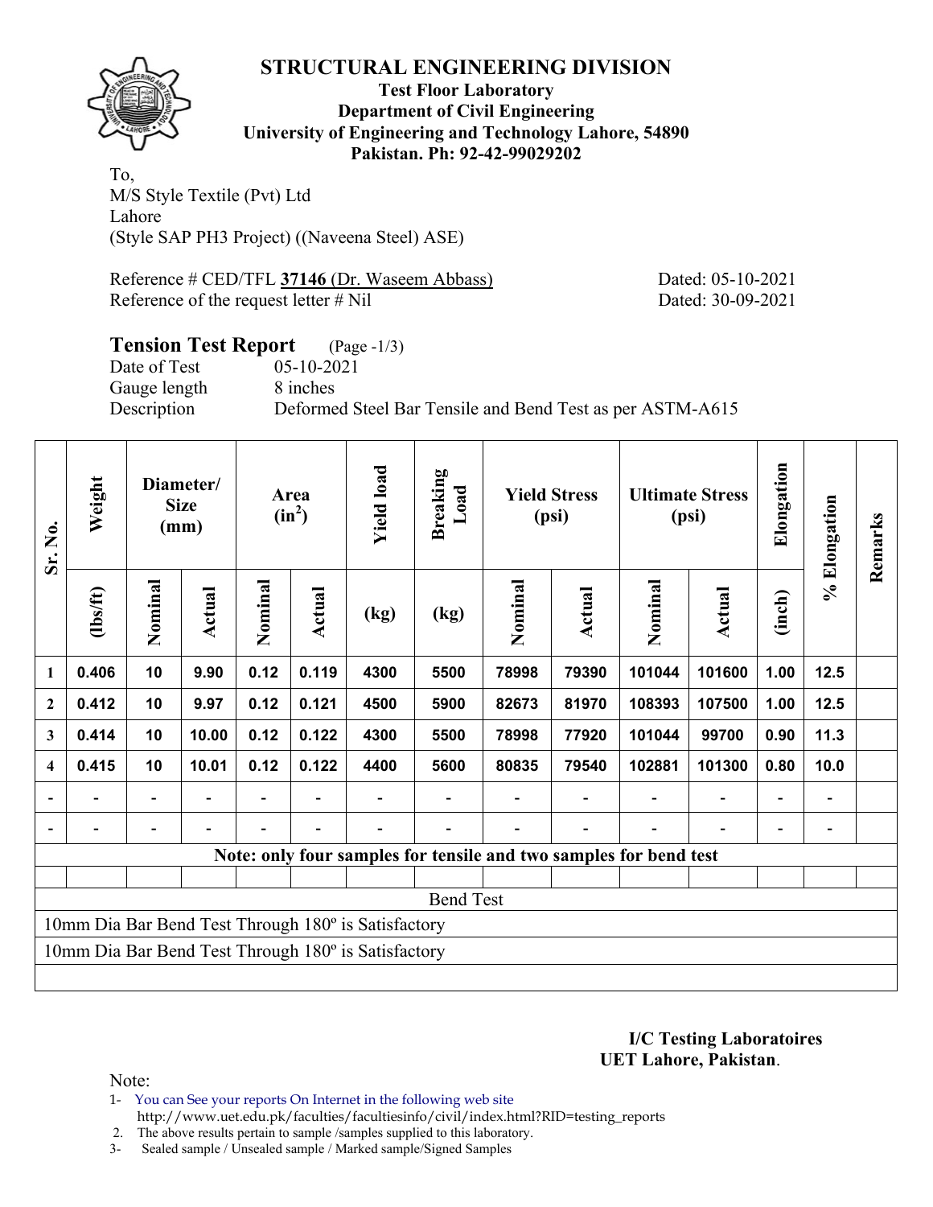# STRUCTURAL ENGINEERING DIVISION

**Test Floor Laboratory**
**Department of Civil Engineering**
**University of Engineering and Technology Lahore, 54890**
**Pakistan. Ph: 92-42-99029202**

To,
M/S Style Textile (Pvt) Ltd
Lahore
(Style SAP PH3 Project) ((Naveena Steel) ASE)

Reference # CED/TFL **37146** (Dr. Waseem Abbass) Dated: 05-10-2021
Reference of the request letter # Nil Dated: 30-09-2021

## Tension Test Report (Page -1/3)

Date of Test 05-10-2021
Gauge length 8 inches
Description Deformed Steel Bar Tensile and Bend Test as per ASTM-A615

| Sr. No. | Weight | Diameter/ Size (mm) | | Area ($in^2$) | | Yield load | Breaking Load | Yield Stress (psi) | | Ultimate Stress (psi) | | Elongation | % Elongation | Remarks |
|---|---|---|---|---|---|---|---|---|---|---|---|---|---|---|
| | (lbs/ft) | Nominal | Actual | Nominal | Actual | (kg) | (kg) | Nominal | Actual | Nominal | Actual | (inch) | | |
| 1 | 0.406 | 10 | 9.90 | 0.12 | 0.119 | 4300 | 5500 | 78998 | 79390 | 101044 | 101600 | 1.00 | 12.5 | |
| 2 | 0.412 | 10 | 9.97 | 0.12 | 0.121 | 4500 | 5900 | 82673 | 81970 | 108393 | 107500 | 1.00 | 12.5 | |
| 3 | 0.414 | 10 | 10.00 | 0.12 | 0.122 | 4300 | 5500 | 78998 | 77920 | 101044 | 99700 | 0.90 | 11.3 | |
| 4 | 0.415 | 10 | 10.01 | 0.12 | 0.122 | 4400 | 5600 | 80835 | 79540 | 102881 | 101300 | 0.80 | 10.0 | |
| - | - | - | - | - | - | - | - | - | - | - | - | - | - | |
| - | - | - | - | - | - | - | - | - | - | - | - | - | - | |
| Note: only four samples for tensile and two samples for bend test | | | | | | | | | | | | | | |

**Bend Test**

10mm Dia Bar Bend Test Through 180º is Satisfactory

10mm Dia Bar Bend Test Through 180º is Satisfactory

**I/C Testing Laboratoires**
**UET Lahore, Pakistan**.

Note:
1- You can See your reports On Internet in the following web site
http://www.uet.edu.pk/faculties/facultiesinfo/civil/index.html?RID=testing_reports
2. The above results pertain to sample /samples supplied to this laboratory.
3- Sealed sample / Unsealed sample / Marked sample/Signed Samples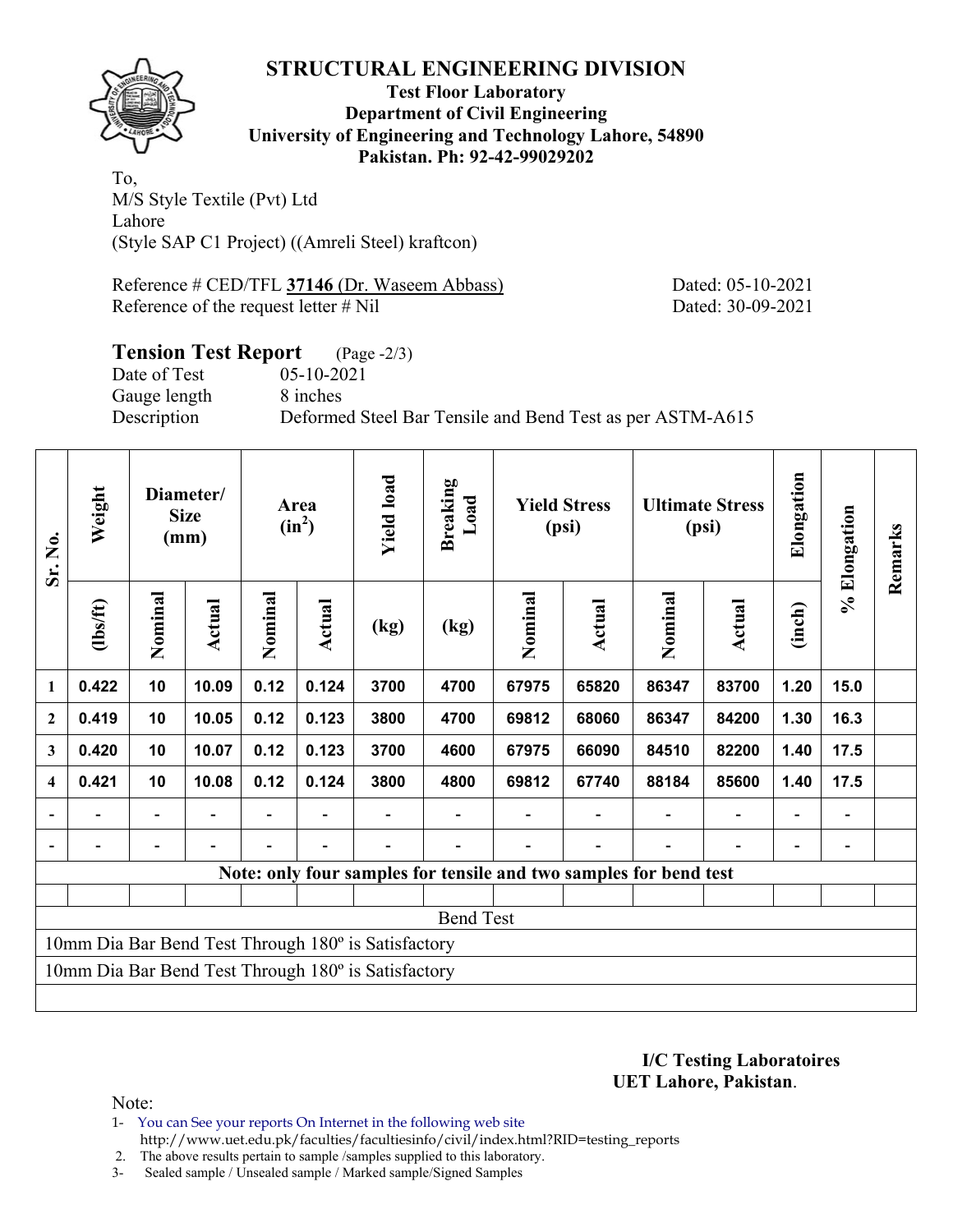# STRUCTURAL ENGINEERING DIVISION

**Test Floor Laboratory**
**Department of Civil Engineering**
**University of Engineering and Technology Lahore, 54890**
**Pakistan. Ph: 92-42-99029202**

To,
M/S Style Textile (Pvt) Ltd
Lahore
(Style SAP C1 Project) ((Amreli Steel) kraftcon)

Reference # CED/TFL **37146** (Dr. Waseem Abbass) Dated: 05-10-2021
Reference of the request letter # Nil Dated: 30-09-2021

## Tension Test Report (Page -2/3)

Date of Test 05-10-2021
Gauge length 8 inches
Description Deformed Steel Bar Tensile and Bend Test as per ASTM-A615

| Sr. No. | Weight | Diameter/ Size (mm) | | Area ($in^2$) | | Yield load | Breaking Load | Yield Stress (psi) | | Ultimate Stress (psi) | | Elongation | % Elongation | Remarks |
|---|---|---|---|---|---|---|---|---|---|---|---|---|---|---|
| | (lbs/ft) | Nominal | Actual | Nominal | Actual | (kg) | (kg) | Nominal | Actual | Nominal | Actual | (inch) | | |
| 1 | 0.422 | 10 | 10.09 | 0.12 | 0.124 | 3700 | 4700 | 67975 | 65820 | 86347 | 83700 | 1.20 | 15.0 | |
| 2 | 0.419 | 10 | 10.05 | 0.12 | 0.123 | 3800 | 4700 | 69812 | 68060 | 86347 | 84200 | 1.30 | 16.3 | |
| 3 | 0.420 | 10 | 10.07 | 0.12 | 0.123 | 3700 | 4600 | 67975 | 66090 | 84510 | 82200 | 1.40 | 17.5 | |
| 4 | 0.421 | 10 | 10.08 | 0.12 | 0.124 | 3800 | 4800 | 69812 | 67740 | 88184 | 85600 | 1.40 | 17.5 | |
| - | - | - | - | - | - | - | - | - | - | - | - | - | - | |
| - | - | - | - | - | - | - | - | - | - | - | - | - | - | |

**Note: only four samples for tensile and two samples for bend test**

Bend Test

10mm Dia Bar Bend Test Through 180º is Satisfactory

10mm Dia Bar Bend Test Through 180º is Satisfactory

**I/C Testing Laboratoires**
**UET Lahore, Pakistan**.

Note:

1- You can See your reports On Internet in the following web site
http://www.uet.edu.pk/faculties/facultiesinfo/civil/index.html?RID=testing_reports
2. The above results pertain to sample /samples supplied to this laboratory.
3- Sealed sample / Unsealed sample / Marked sample/Signed Samples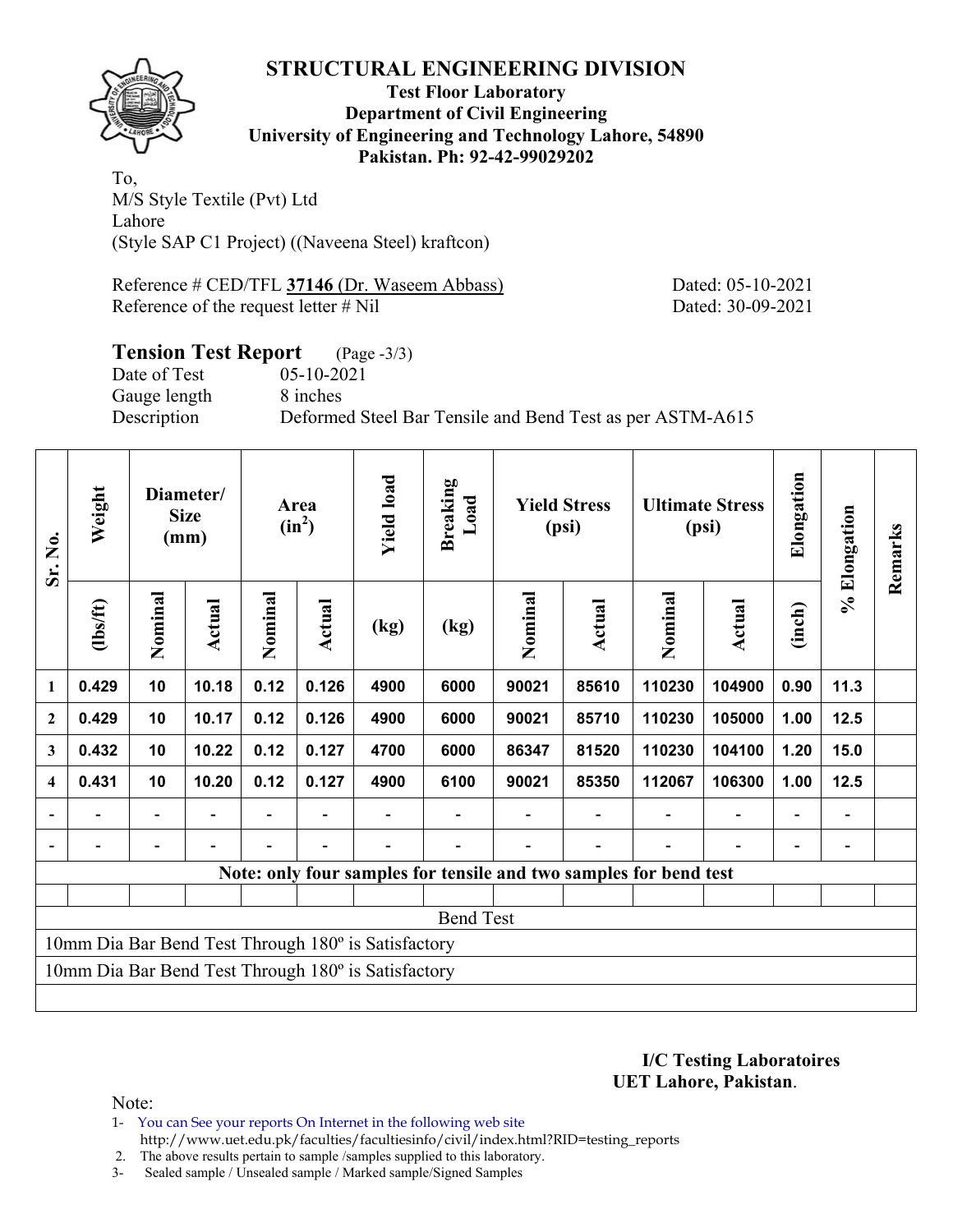# STRUCTURAL ENGINEERING DIVISION

**Test Floor Laboratory**
**Department of Civil Engineering**
**University of Engineering and Technology Lahore, 54890**
**Pakistan. Ph: 92-42-99029202**

To,
M/S Style Textile (Pvt) Ltd
Lahore
(Style SAP C1 Project) ((Naveena Steel) kraftcon)

Reference # CED/TFL **37146** (Dr. Waseem Abbass) Dated: 05-10-2021
Reference of the request letter # Nil Dated: 30-09-2021

## Tension Test Report (Page -3/3)

Date of Test 05-10-2021
Gauge length 8 inches
Description Deformed Steel Bar Tensile and Bend Test as per ASTM-A615

| Sr. No. | Weight | Diameter/ Size (mm) | | Area ($in^2$) | | Yield load | Breaking Load | Yield Stress (psi) | | Ultimate Stress (psi) | | Elongation | % Elongation | Remarks |
|---|---|---|---|---|---|---|---|---|---|---|---|---|---|---|
| | (lbs/ft) | Nominal | Actual | Nominal | Actual | (kg) | (kg) | Nominal | Actual | Nominal | Actual | (inch) | | |
| 1 | 0.429 | 10 | 10.18 | 0.12 | 0.126 | 4900 | 6000 | 90021 | 85610 | 110230 | 104900 | 0.90 | 11.3 | |
| 2 | 0.429 | 10 | 10.17 | 0.12 | 0.126 | 4900 | 6000 | 90021 | 85710 | 110230 | 105000 | 1.00 | 12.5 | |
| 3 | 0.432 | 10 | 10.22 | 0.12 | 0.127 | 4700 | 6000 | 86347 | 81520 | 110230 | 104100 | 1.20 | 15.0 | |
| 4 | 0.431 | 10 | 10.20 | 0.12 | 0.127 | 4900 | 6100 | 90021 | 85350 | 112067 | 106300 | 1.00 | 12.5 | |
| - | - | - | - | - | - | - | - | - | - | - | - | - | - | |
| - | - | - | - | - | - | - | - | - | - | - | - | - | - | |

**Note: only four samples for tensile and two samples for bend test**

Bend Test

10mm Dia Bar Bend Test Through 180º is Satisfactory

10mm Dia Bar Bend Test Through 180º is Satisfactory

**I/C Testing Laboratoires**
**UET Lahore, Pakistan**.

Note:

1- You can See your reports On Internet in the following web site
http://www.uet.edu.pk/faculties/facultiesinfo/civil/index.html?RID=testing_reports
2. The above results pertain to sample /samples supplied to this laboratory.
3- Sealed sample / Unsealed sample / Marked sample/Signed Samples